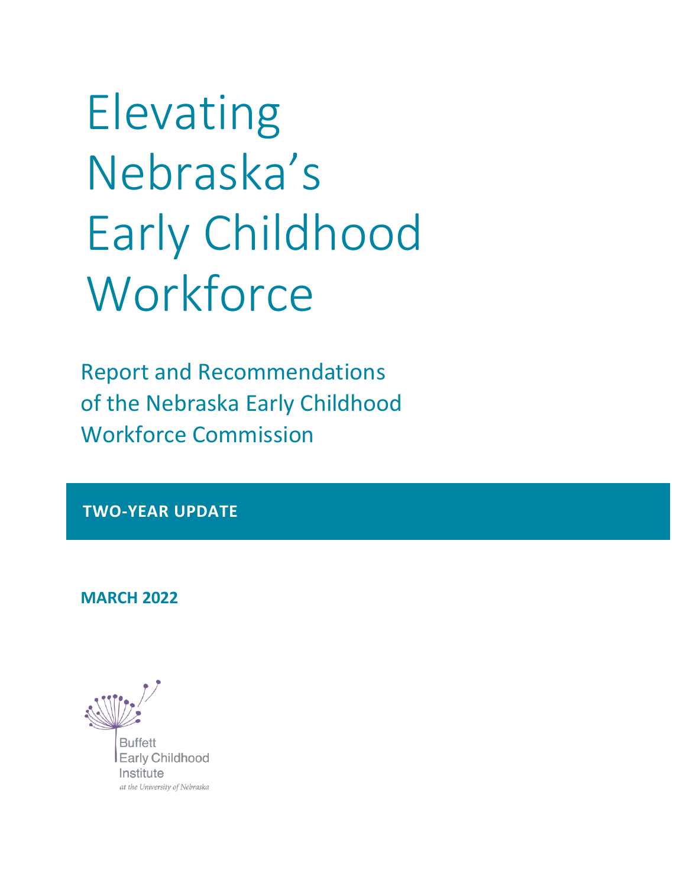# Elevating Nebraska's Early Childhood Workforce

## Report and Recommendations of the Nebraska Early Childhood Workforce Commission

**TWO-YEAR UPDATE**

**MARCH 2022**

Buffett Early Childhood Institute
*at the University of Nebraska*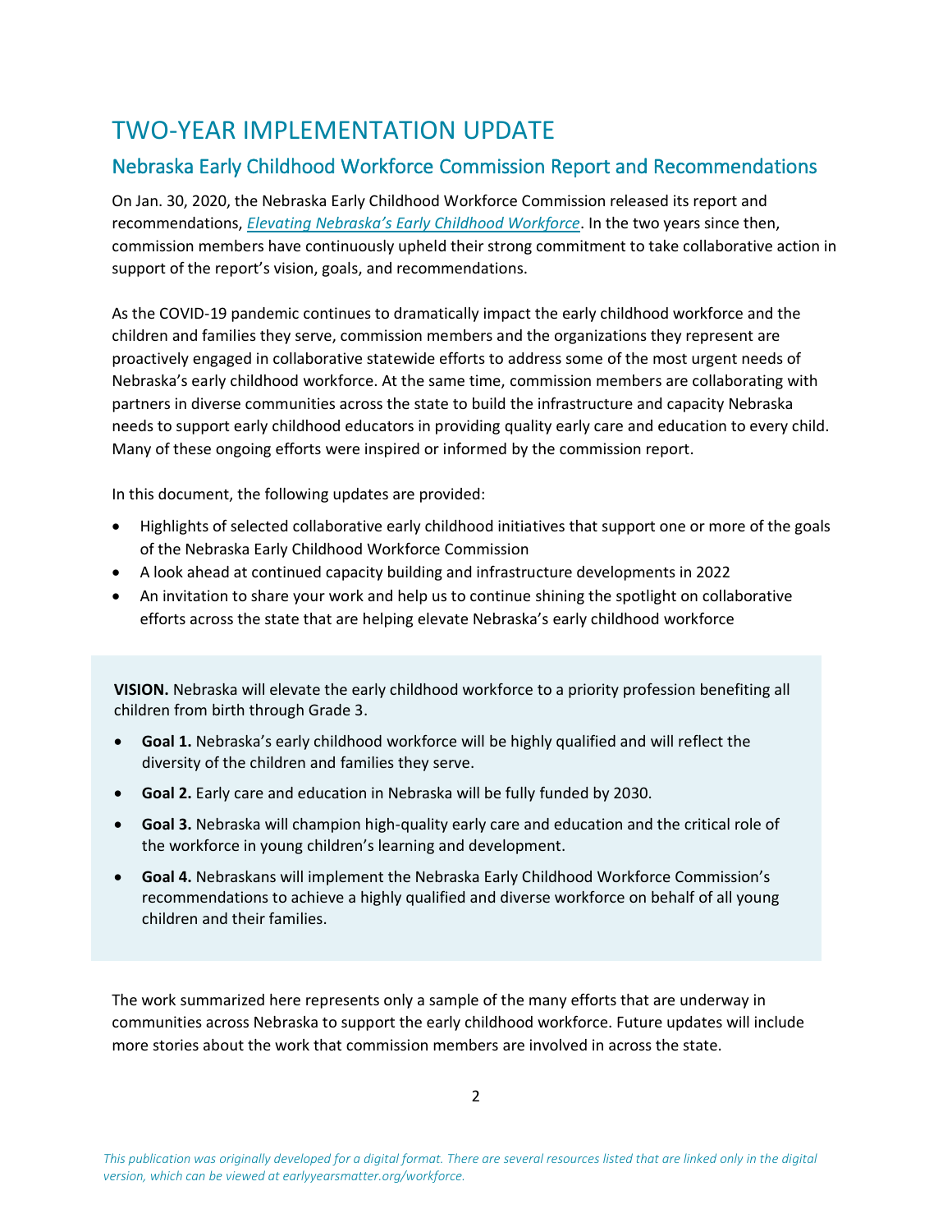# TWO-YEAR IMPLEMENTATION UPDATE

## Nebraska Early Childhood Workforce Commission Report and Recommendations

On Jan. 30, 2020, the Nebraska Early Childhood Workforce Commission released its report and recommendations, *Elevating Nebraska's Early Childhood Workforce*. In the two years since then, commission members have continuously upheld their strong commitment to take collaborative action in support of the report's vision, goals, and recommendations.

As the COVID-19 pandemic continues to dramatically impact the early childhood workforce and the children and families they serve, commission members and the organizations they represent are proactively engaged in collaborative statewide efforts to address some of the most urgent needs of Nebraska's early childhood workforce. At the same time, commission members are collaborating with partners in diverse communities across the state to build the infrastructure and capacity Nebraska needs to support early childhood educators in providing quality early care and education to every child. Many of these ongoing efforts were inspired or informed by the commission report.

In this document, the following updates are provided:

- Highlights of selected collaborative early childhood initiatives that support one or more of the goals of the Nebraska Early Childhood Workforce Commission
- A look ahead at continued capacity building and infrastructure developments in 2022
- An invitation to share your work and help us to continue shining the spotlight on collaborative efforts across the state that are helping elevate Nebraska's early childhood workforce

**VISION.** Nebraska will elevate the early childhood workforce to a priority profession benefiting all children from birth through Grade 3.

- **Goal 1.** Nebraska's early childhood workforce will be highly qualified and will reflect the diversity of the children and families they serve.
- **Goal 2.** Early care and education in Nebraska will be fully funded by 2030.
- **Goal 3.** Nebraska will champion high-quality early care and education and the critical role of the workforce in young children's learning and development.
- **Goal 4.** Nebraskans will implement the Nebraska Early Childhood Workforce Commission's recommendations to achieve a highly qualified and diverse workforce on behalf of all young children and their families.

The work summarized here represents only a sample of the many efforts that are underway in communities across Nebraska to support the early childhood workforce. Future updates will include more stories about the work that commission members are involved in across the state.

*This publication was originally developed for a digital format. There are several resources listed that are linked only in the digital version, which can be viewed at earlyyearsmatter.org/workforce.*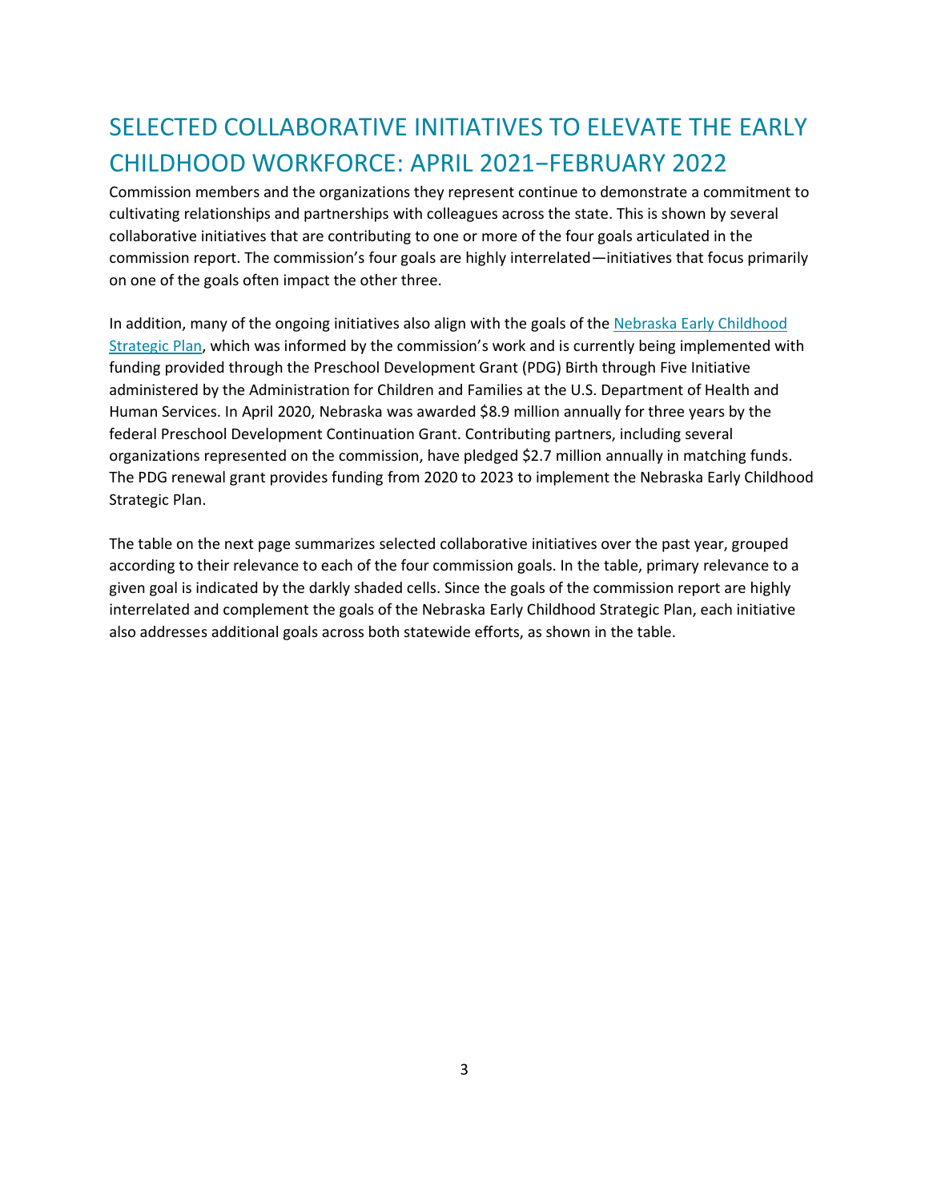# SELECTED COLLABORATIVE INITIATIVES TO ELEVATE THE EARLY CHILDHOOD WORKFORCE: APRIL 2021−FEBRUARY 2022

Commission members and the organizations they represent continue to demonstrate a commitment to cultivating relationships and partnerships with colleagues across the state. This is shown by several collaborative initiatives that are contributing to one or more of the four goals articulated in the commission report. The commission's four goals are highly interrelated—initiatives that focus primarily on one of the goals often impact the other three.

In addition, many of the ongoing initiatives also align with the goals of the [Nebraska Early Childhood Strategic Plan](), which was informed by the commission's work and is currently being implemented with funding provided through the Preschool Development Grant (PDG) Birth through Five Initiative administered by the Administration for Children and Families at the U.S. Department of Health and Human Services. In April 2020, Nebraska was awarded $8.9 million annually for three years by the federal Preschool Development Continuation Grant. Contributing partners, including several organizations represented on the commission, have pledged $2.7 million annually in matching funds. The PDG renewal grant provides funding from 2020 to 2023 to implement the Nebraska Early Childhood Strategic Plan.

The table on the next page summarizes selected collaborative initiatives over the past year, grouped according to their relevance to each of the four commission goals. In the table, primary relevance to a given goal is indicated by the darkly shaded cells. Since the goals of the commission report are highly interrelated and complement the goals of the Nebraska Early Childhood Strategic Plan, each initiative also addresses additional goals across both statewide efforts, as shown in the table.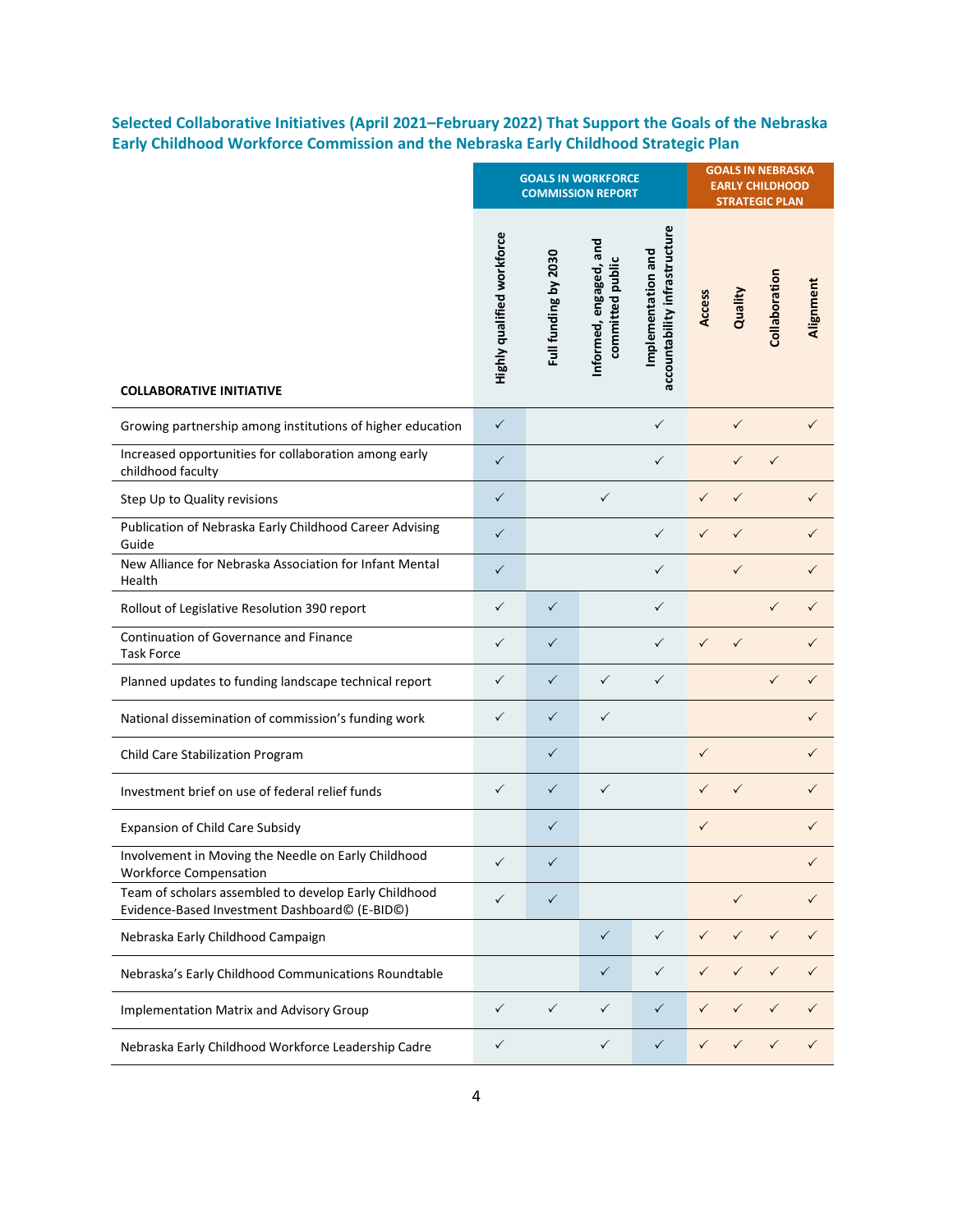### Selected Collaborative Initiatives (April 2021–February 2022) That Support the Goals of the Nebraska Early Childhood Workforce Commission and the Nebraska Early Childhood Strategic Plan

| | GOALS IN WORKFORCE COMMISSION REPORT | | | | GOALS IN NEBRASKA EARLY CHILDHOOD STRATEGIC PLAN | | | |
|---|---|---|---|---|---|---|---|---|
| **COLLABORATIVE INITIATIVE** | Highly qualified workforce | Full funding by 2030 | Informed, engaged, and committed public | Implementation and accountability infrastructure | Access | Quality | Collaboration | Alignment |
| Growing partnership among institutions of higher education | ✓ | | | ✓ | | ✓ | | ✓ |
| Increased opportunities for collaboration among early childhood faculty | ✓ | | | ✓ | | ✓ | ✓ | |
| Step Up to Quality revisions | ✓ | | ✓ | | ✓ | ✓ | | ✓ |
| Publication of Nebraska Early Childhood Career Advising Guide | ✓ | | | ✓ | ✓ | ✓ | | ✓ |
| New Alliance for Nebraska Association for Infant Mental Health | ✓ | | | ✓ | | ✓ | | ✓ |
| Rollout of Legislative Resolution 390 report | ✓ | ✓ | | ✓ | | | ✓ | ✓ |
| Continuation of Governance and Finance Task Force | ✓ | ✓ | | ✓ | ✓ | ✓ | | ✓ |
| Planned updates to funding landscape technical report | ✓ | ✓ | ✓ | ✓ | | | ✓ | ✓ |
| National dissemination of commission's funding work | ✓ | ✓ | ✓ | | | | | ✓ |
| Child Care Stabilization Program | | ✓ | | | ✓ | | | ✓ |
| Investment brief on use of federal relief funds | ✓ | ✓ | ✓ | | ✓ | ✓ | | ✓ |
| Expansion of Child Care Subsidy | | ✓ | | | ✓ | | | ✓ |
| Involvement in Moving the Needle on Early Childhood Workforce Compensation | ✓ | ✓ | | | | | | ✓ |
| Team of scholars assembled to develop Early Childhood Evidence-Based Investment Dashboard© (E-BID©) | ✓ | ✓ | | | | ✓ | | ✓ |
| Nebraska Early Childhood Campaign | | | ✓ | ✓ | ✓ | ✓ | ✓ | ✓ |
| Nebraska's Early Childhood Communications Roundtable | | | ✓ | ✓ | ✓ | ✓ | ✓ | ✓ |
| Implementation Matrix and Advisory Group | ✓ | ✓ | ✓ | ✓ | ✓ | ✓ | ✓ | ✓ |
| Nebraska Early Childhood Workforce Leadership Cadre | ✓ | | ✓ | ✓ | ✓ | ✓ | ✓ | ✓ |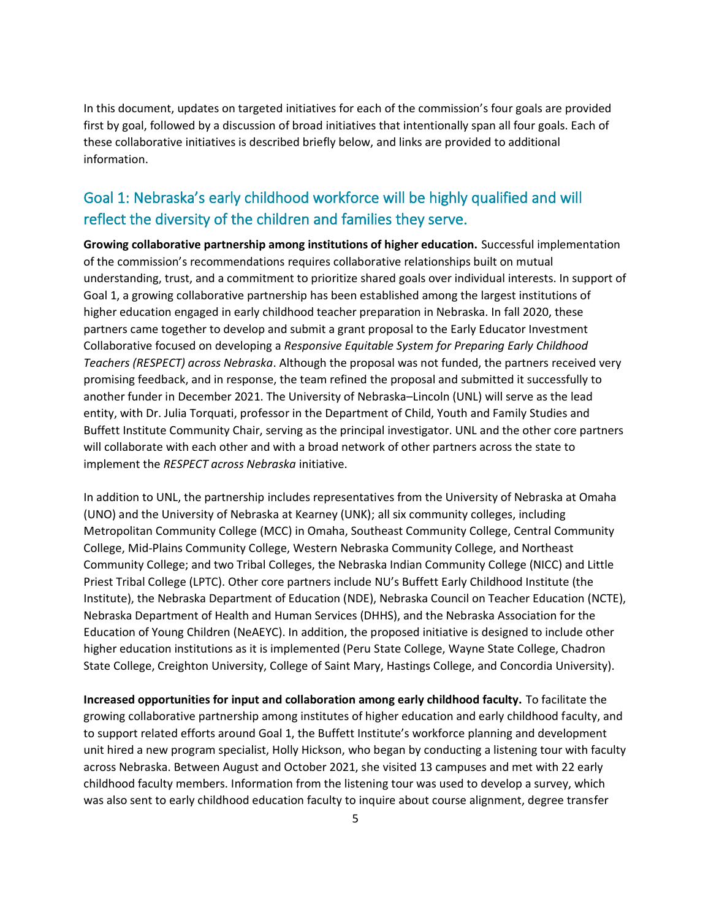In this document, updates on targeted initiatives for each of the commission's four goals are provided first by goal, followed by a discussion of broad initiatives that intentionally span all four goals. Each of these collaborative initiatives is described briefly below, and links are provided to additional information.

## Goal 1: Nebraska's early childhood workforce will be highly qualified and will reflect the diversity of the children and families they serve.

**Growing collaborative partnership among institutions of higher education.** Successful implementation of the commission's recommendations requires collaborative relationships built on mutual understanding, trust, and a commitment to prioritize shared goals over individual interests. In support of Goal 1, a growing collaborative partnership has been established among the largest institutions of higher education engaged in early childhood teacher preparation in Nebraska. In fall 2020, these partners came together to develop and submit a grant proposal to the Early Educator Investment Collaborative focused on developing a *Responsive Equitable System for Preparing Early Childhood Teachers (RESPECT) across Nebraska*. Although the proposal was not funded, the partners received very promising feedback, and in response, the team refined the proposal and submitted it successfully to another funder in December 2021. The University of Nebraska–Lincoln (UNL) will serve as the lead entity, with Dr. Julia Torquati, professor in the Department of Child, Youth and Family Studies and Buffett Institute Community Chair, serving as the principal investigator. UNL and the other core partners will collaborate with each other and with a broad network of other partners across the state to implement the *RESPECT across Nebraska* initiative.

In addition to UNL, the partnership includes representatives from the University of Nebraska at Omaha (UNO) and the University of Nebraska at Kearney (UNK); all six community colleges, including Metropolitan Community College (MCC) in Omaha, Southeast Community College, Central Community College, Mid-Plains Community College, Western Nebraska Community College, and Northeast Community College; and two Tribal Colleges, the Nebraska Indian Community College (NICC) and Little Priest Tribal College (LPTC). Other core partners include NU's Buffett Early Childhood Institute (the Institute), the Nebraska Department of Education (NDE), Nebraska Council on Teacher Education (NCTE), Nebraska Department of Health and Human Services (DHHS), and the Nebraska Association for the Education of Young Children (NeAEYC). In addition, the proposed initiative is designed to include other higher education institutions as it is implemented (Peru State College, Wayne State College, Chadron State College, Creighton University, College of Saint Mary, Hastings College, and Concordia University).

**Increased opportunities for input and collaboration among early childhood faculty.** To facilitate the growing collaborative partnership among institutes of higher education and early childhood faculty, and to support related efforts around Goal 1, the Buffett Institute's workforce planning and development unit hired a new program specialist, Holly Hickson, who began by conducting a listening tour with faculty across Nebraska. Between August and October 2021, she visited 13 campuses and met with 22 early childhood faculty members. Information from the listening tour was used to develop a survey, which was also sent to early childhood education faculty to inquire about course alignment, degree transfer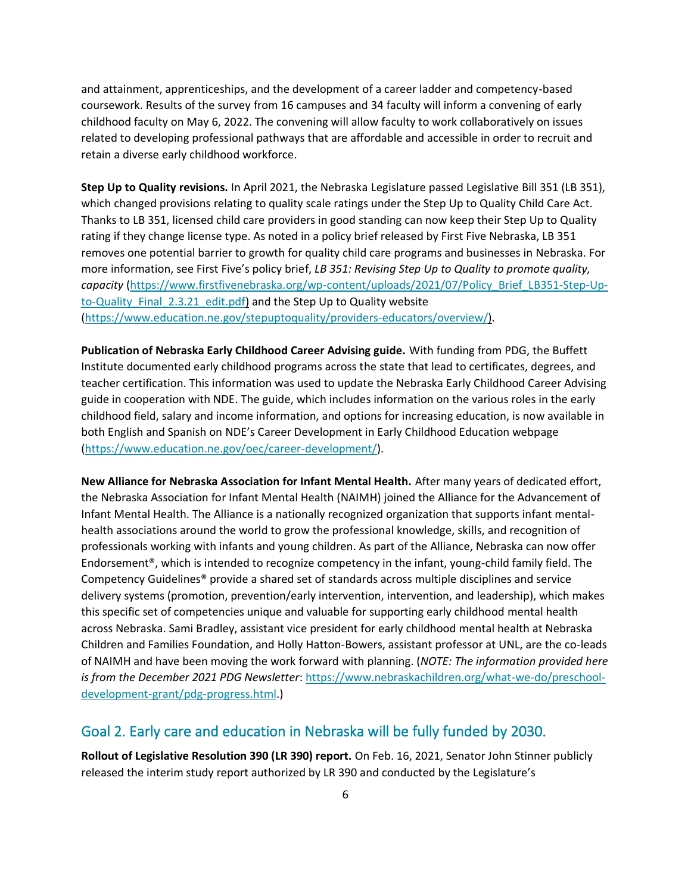and attainment, apprenticeships, and the development of a career ladder and competency-based coursework. Results of the survey from 16 campuses and 34 faculty will inform a convening of early childhood faculty on May 6, 2022. The convening will allow faculty to work collaboratively on issues related to developing professional pathways that are affordable and accessible in order to recruit and retain a diverse early childhood workforce.

**Step Up to Quality revisions.** In April 2021, the Nebraska Legislature passed Legislative Bill 351 (LB 351), which changed provisions relating to quality scale ratings under the Step Up to Quality Child Care Act. Thanks to LB 351, licensed child care providers in good standing can now keep their Step Up to Quality rating if they change license type. As noted in a policy brief released by First Five Nebraska, LB 351 removes one potential barrier to growth for quality child care programs and businesses in Nebraska. For more information, see First Five's policy brief, *LB 351: Revising Step Up to Quality to promote quality, capacity* (https://www.firstfivenebraska.org/wp-content/uploads/2021/07/Policy_Brief_LB351-Step-Up-to-Quality_Final_2.3.21_edit.pdf) and the Step Up to Quality website (https://www.education.ne.gov/stepuptoquality/providers-educators/overview/).

**Publication of Nebraska Early Childhood Career Advising guide.** With funding from PDG, the Buffett Institute documented early childhood programs across the state that lead to certificates, degrees, and teacher certification. This information was used to update the Nebraska Early Childhood Career Advising guide in cooperation with NDE. The guide, which includes information on the various roles in the early childhood field, salary and income information, and options for increasing education, is now available in both English and Spanish on NDE's Career Development in Early Childhood Education webpage (https://www.education.ne.gov/oec/career-development/).

**New Alliance for Nebraska Association for Infant Mental Health.** After many years of dedicated effort, the Nebraska Association for Infant Mental Health (NAIMH) joined the Alliance for the Advancement of Infant Mental Health. The Alliance is a nationally recognized organization that supports infant mental-health associations around the world to grow the professional knowledge, skills, and recognition of professionals working with infants and young children. As part of the Alliance, Nebraska can now offer Endorsement®, which is intended to recognize competency in the infant, young-child family field. The Competency Guidelines® provide a shared set of standards across multiple disciplines and service delivery systems (promotion, prevention/early intervention, intervention, and leadership), which makes this specific set of competencies unique and valuable for supporting early childhood mental health across Nebraska. Sami Bradley, assistant vice president for early childhood mental health at Nebraska Children and Families Foundation, and Holly Hatton-Bowers, assistant professor at UNL, are the co-leads of NAIMH and have been moving the work forward with planning. (*NOTE: The information provided here is from the December 2021 PDG Newsletter*: https://www.nebraskachildren.org/what-we-do/preschool-development-grant/pdg-progress.html.)

## Goal 2. Early care and education in Nebraska will be fully funded by 2030.

**Rollout of Legislative Resolution 390 (LR 390) report.** On Feb. 16, 2021, Senator John Stinner publicly released the interim study report authorized by LR 390 and conducted by the Legislature's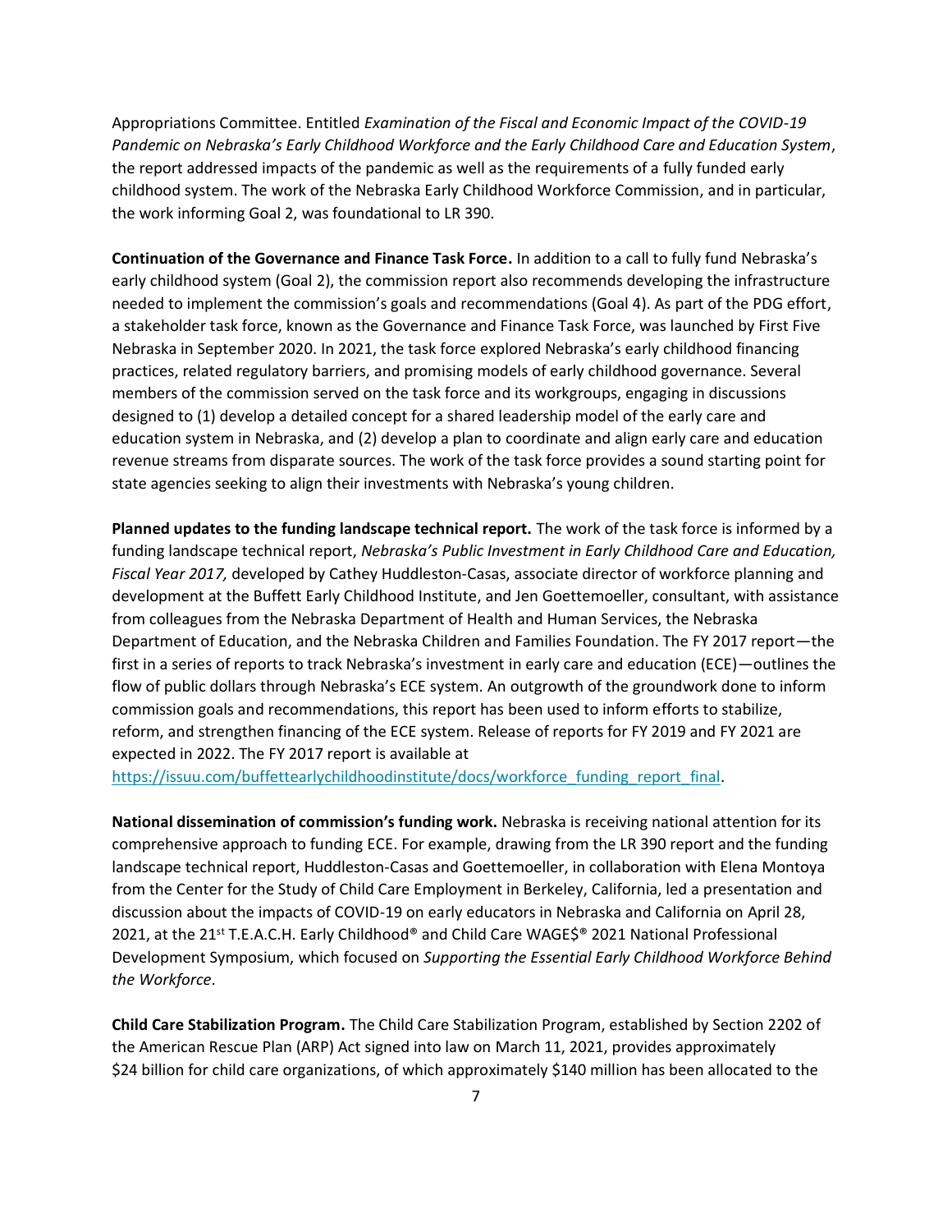Appropriations Committee. Entitled *Examination of the Fiscal and Economic Impact of the COVID-19 Pandemic on Nebraska's Early Childhood Workforce and the Early Childhood Care and Education System*, the report addressed impacts of the pandemic as well as the requirements of a fully funded early childhood system. The work of the Nebraska Early Childhood Workforce Commission, and in particular, the work informing Goal 2, was foundational to LR 390.

**Continuation of the Governance and Finance Task Force.** In addition to a call to fully fund Nebraska's early childhood system (Goal 2), the commission report also recommends developing the infrastructure needed to implement the commission's goals and recommendations (Goal 4). As part of the PDG effort, a stakeholder task force, known as the Governance and Finance Task Force, was launched by First Five Nebraska in September 2020. In 2021, the task force explored Nebraska's early childhood financing practices, related regulatory barriers, and promising models of early childhood governance. Several members of the commission served on the task force and its workgroups, engaging in discussions designed to (1) develop a detailed concept for a shared leadership model of the early care and education system in Nebraska, and (2) develop a plan to coordinate and align early care and education revenue streams from disparate sources. The work of the task force provides a sound starting point for state agencies seeking to align their investments with Nebraska's young children.

**Planned updates to the funding landscape technical report.** The work of the task force is informed by a funding landscape technical report, *Nebraska's Public Investment in Early Childhood Care and Education, Fiscal Year 2017,* developed by Cathey Huddleston-Casas, associate director of workforce planning and development at the Buffett Early Childhood Institute, and Jen Goettemoeller, consultant, with assistance from colleagues from the Nebraska Department of Health and Human Services, the Nebraska Department of Education, and the Nebraska Children and Families Foundation. The FY 2017 report—the first in a series of reports to track Nebraska's investment in early care and education (ECE)—outlines the flow of public dollars through Nebraska's ECE system. An outgrowth of the groundwork done to inform commission goals and recommendations, this report has been used to inform efforts to stabilize, reform, and strengthen financing of the ECE system. Release of reports for FY 2019 and FY 2021 are expected in 2022. The FY 2017 report is available at https://issuu.com/buffettearlychildhoodinstitute/docs/workforce_funding_report_final.

**National dissemination of commission's funding work.** Nebraska is receiving national attention for its comprehensive approach to funding ECE. For example, drawing from the LR 390 report and the funding landscape technical report, Huddleston-Casas and Goettemoeller, in collaboration with Elena Montoya from the Center for the Study of Child Care Employment in Berkeley, California, led a presentation and discussion about the impacts of COVID-19 on early educators in Nebraska and California on April 28, 2021, at the 21st T.E.A.C.H. Early Childhood® and Child Care WAGE$® 2021 National Professional Development Symposium, which focused on *Supporting the Essential Early Childhood Workforce Behind the Workforce*.

**Child Care Stabilization Program.** The Child Care Stabilization Program, established by Section 2202 of the American Rescue Plan (ARP) Act signed into law on March 11, 2021, provides approximately $24 billion for child care organizations, of which approximately $140 million has been allocated to the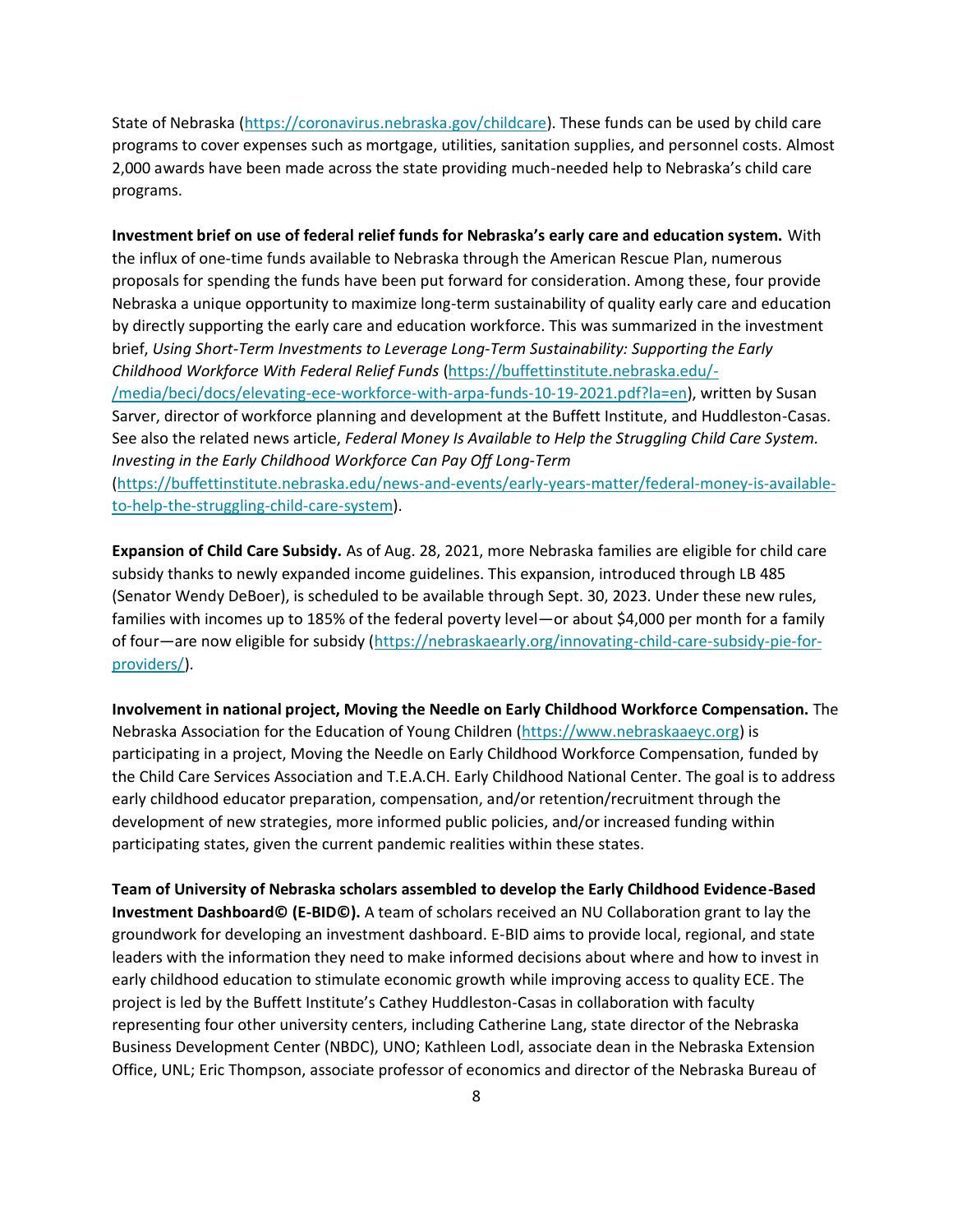State of Nebraska (https://coronavirus.nebraska.gov/childcare). These funds can be used by child care programs to cover expenses such as mortgage, utilities, sanitation supplies, and personnel costs. Almost 2,000 awards have been made across the state providing much-needed help to Nebraska's child care programs.

**Investment brief on use of federal relief funds for Nebraska's early care and education system.** With the influx of one-time funds available to Nebraska through the American Rescue Plan, numerous proposals for spending the funds have been put forward for consideration. Among these, four provide Nebraska a unique opportunity to maximize long-term sustainability of quality early care and education by directly supporting the early care and education workforce. This was summarized in the investment brief, *Using Short-Term Investments to Leverage Long-Term Sustainability: Supporting the Early Childhood Workforce With Federal Relief Funds* (https://buffettinstitute.nebraska.edu/-/media/beci/docs/elevating-ece-workforce-with-arpa-funds-10-19-2021.pdf?la=en), written by Susan Sarver, director of workforce planning and development at the Buffett Institute, and Huddleston-Casas. See also the related news article, *Federal Money Is Available to Help the Struggling Child Care System. Investing in the Early Childhood Workforce Can Pay Off Long-Term* (https://buffettinstitute.nebraska.edu/news-and-events/early-years-matter/federal-money-is-available-to-help-the-struggling-child-care-system).

**Expansion of Child Care Subsidy.** As of Aug. 28, 2021, more Nebraska families are eligible for child care subsidy thanks to newly expanded income guidelines. This expansion, introduced through LB 485 (Senator Wendy DeBoer), is scheduled to be available through Sept. 30, 2023. Under these new rules, families with incomes up to 185% of the federal poverty level—or about $4,000 per month for a family of four—are now eligible for subsidy (https://nebraskaearly.org/innovating-child-care-subsidy-pie-for-providers/).

**Involvement in national project, Moving the Needle on Early Childhood Workforce Compensation.** The Nebraska Association for the Education of Young Children (https://www.nebraskaaeyc.org) is participating in a project, Moving the Needle on Early Childhood Workforce Compensation, funded by the Child Care Services Association and T.E.A.CH. Early Childhood National Center. The goal is to address early childhood educator preparation, compensation, and/or retention/recruitment through the development of new strategies, more informed public policies, and/or increased funding within participating states, given the current pandemic realities within these states.

**Team of University of Nebraska scholars assembled to develop the Early Childhood Evidence-Based Investment Dashboard© (E-BID©).** A team of scholars received an NU Collaboration grant to lay the groundwork for developing an investment dashboard. E-BID aims to provide local, regional, and state leaders with the information they need to make informed decisions about where and how to invest in early childhood education to stimulate economic growth while improving access to quality ECE. The project is led by the Buffett Institute's Cathey Huddleston-Casas in collaboration with faculty representing four other university centers, including Catherine Lang, state director of the Nebraska Business Development Center (NBDC), UNO; Kathleen Lodl, associate dean in the Nebraska Extension Office, UNL; Eric Thompson, associate professor of economics and director of the Nebraska Bureau of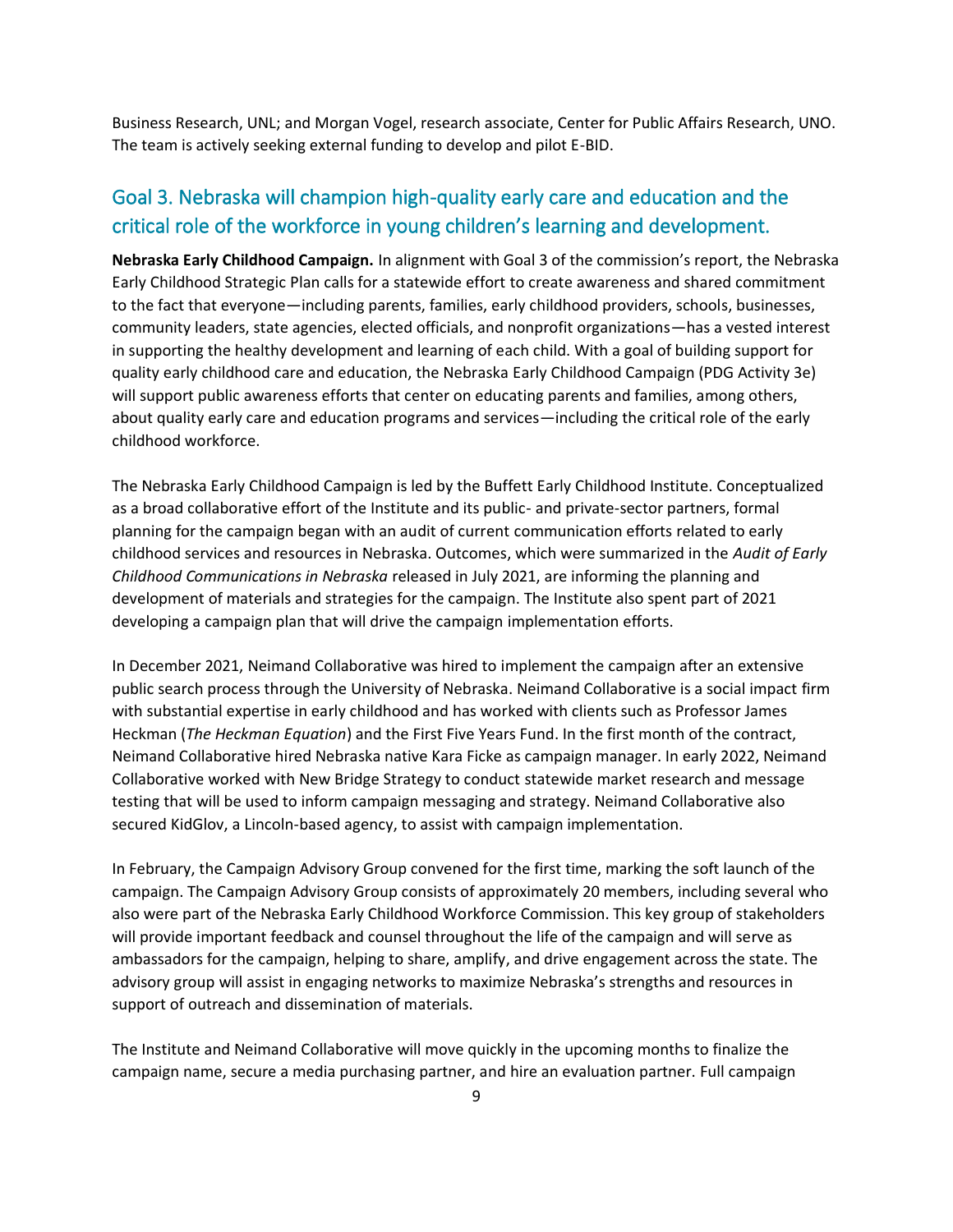Business Research, UNL; and Morgan Vogel, research associate, Center for Public Affairs Research, UNO. The team is actively seeking external funding to develop and pilot E-BID.

## Goal 3. Nebraska will champion high-quality early care and education and the critical role of the workforce in young children's learning and development.

**Nebraska Early Childhood Campaign.** In alignment with Goal 3 of the commission's report, the Nebraska Early Childhood Strategic Plan calls for a statewide effort to create awareness and shared commitment to the fact that everyone—including parents, families, early childhood providers, schools, businesses, community leaders, state agencies, elected officials, and nonprofit organizations—has a vested interest in supporting the healthy development and learning of each child. With a goal of building support for quality early childhood care and education, the Nebraska Early Childhood Campaign (PDG Activity 3e) will support public awareness efforts that center on educating parents and families, among others, about quality early care and education programs and services—including the critical role of the early childhood workforce.

The Nebraska Early Childhood Campaign is led by the Buffett Early Childhood Institute. Conceptualized as a broad collaborative effort of the Institute and its public- and private-sector partners, formal planning for the campaign began with an audit of current communication efforts related to early childhood services and resources in Nebraska. Outcomes, which were summarized in the *Audit of Early Childhood Communications in Nebraska* released in July 2021, are informing the planning and development of materials and strategies for the campaign. The Institute also spent part of 2021 developing a campaign plan that will drive the campaign implementation efforts.

In December 2021, Neimand Collaborative was hired to implement the campaign after an extensive public search process through the University of Nebraska. Neimand Collaborative is a social impact firm with substantial expertise in early childhood and has worked with clients such as Professor James Heckman (*The Heckman Equation*) and the First Five Years Fund. In the first month of the contract, Neimand Collaborative hired Nebraska native Kara Ficke as campaign manager. In early 2022, Neimand Collaborative worked with New Bridge Strategy to conduct statewide market research and message testing that will be used to inform campaign messaging and strategy. Neimand Collaborative also secured KidGlov, a Lincoln-based agency, to assist with campaign implementation.

In February, the Campaign Advisory Group convened for the first time, marking the soft launch of the campaign. The Campaign Advisory Group consists of approximately 20 members, including several who also were part of the Nebraska Early Childhood Workforce Commission. This key group of stakeholders will provide important feedback and counsel throughout the life of the campaign and will serve as ambassadors for the campaign, helping to share, amplify, and drive engagement across the state. The advisory group will assist in engaging networks to maximize Nebraska's strengths and resources in support of outreach and dissemination of materials.

The Institute and Neimand Collaborative will move quickly in the upcoming months to finalize the campaign name, secure a media purchasing partner, and hire an evaluation partner. Full campaign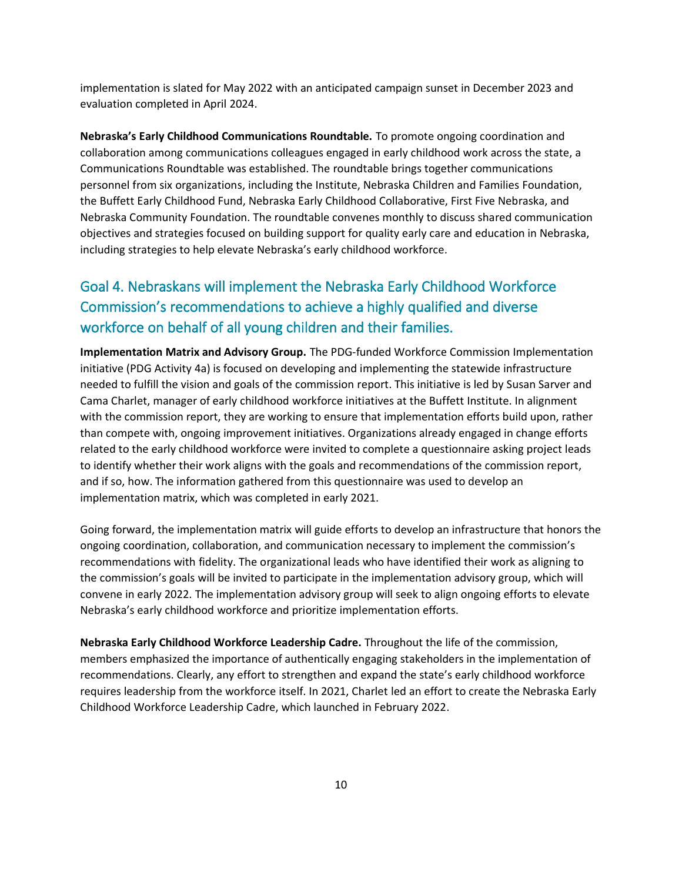implementation is slated for May 2022 with an anticipated campaign sunset in December 2023 and evaluation completed in April 2024.

**Nebraska's Early Childhood Communications Roundtable.** To promote ongoing coordination and collaboration among communications colleagues engaged in early childhood work across the state, a Communications Roundtable was established. The roundtable brings together communications personnel from six organizations, including the Institute, Nebraska Children and Families Foundation, the Buffett Early Childhood Fund, Nebraska Early Childhood Collaborative, First Five Nebraska, and Nebraska Community Foundation. The roundtable convenes monthly to discuss shared communication objectives and strategies focused on building support for quality early care and education in Nebraska, including strategies to help elevate Nebraska's early childhood workforce.

## Goal 4. Nebraskans will implement the Nebraska Early Childhood Workforce Commission's recommendations to achieve a highly qualified and diverse workforce on behalf of all young children and their families.

**Implementation Matrix and Advisory Group.** The PDG-funded Workforce Commission Implementation initiative (PDG Activity 4a) is focused on developing and implementing the statewide infrastructure needed to fulfill the vision and goals of the commission report. This initiative is led by Susan Sarver and Cama Charlet, manager of early childhood workforce initiatives at the Buffett Institute. In alignment with the commission report, they are working to ensure that implementation efforts build upon, rather than compete with, ongoing improvement initiatives. Organizations already engaged in change efforts related to the early childhood workforce were invited to complete a questionnaire asking project leads to identify whether their work aligns with the goals and recommendations of the commission report, and if so, how. The information gathered from this questionnaire was used to develop an implementation matrix, which was completed in early 2021.

Going forward, the implementation matrix will guide efforts to develop an infrastructure that honors the ongoing coordination, collaboration, and communication necessary to implement the commission's recommendations with fidelity. The organizational leads who have identified their work as aligning to the commission's goals will be invited to participate in the implementation advisory group, which will convene in early 2022. The implementation advisory group will seek to align ongoing efforts to elevate Nebraska's early childhood workforce and prioritize implementation efforts.

**Nebraska Early Childhood Workforce Leadership Cadre.** Throughout the life of the commission, members emphasized the importance of authentically engaging stakeholders in the implementation of recommendations. Clearly, any effort to strengthen and expand the state's early childhood workforce requires leadership from the workforce itself. In 2021, Charlet led an effort to create the Nebraska Early Childhood Workforce Leadership Cadre, which launched in February 2022.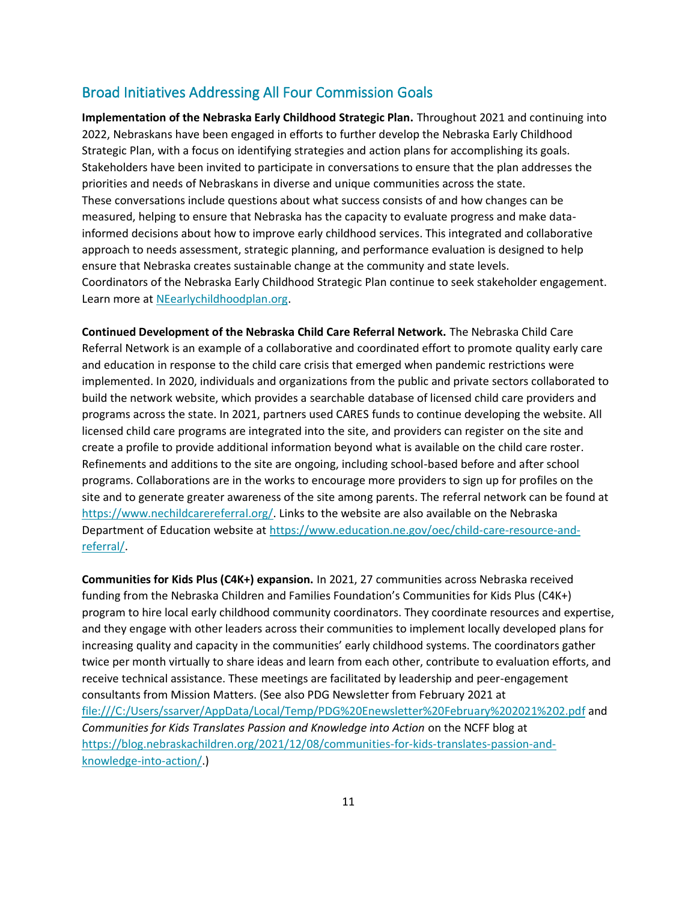## Broad Initiatives Addressing All Four Commission Goals

**Implementation of the Nebraska Early Childhood Strategic Plan.** Throughout 2021 and continuing into 2022, Nebraskans have been engaged in efforts to further develop the Nebraska Early Childhood Strategic Plan, with a focus on identifying strategies and action plans for accomplishing its goals. Stakeholders have been invited to participate in conversations to ensure that the plan addresses the priorities and needs of Nebraskans in diverse and unique communities across the state. These conversations include questions about what success consists of and how changes can be measured, helping to ensure that Nebraska has the capacity to evaluate progress and make data-informed decisions about how to improve early childhood services. This integrated and collaborative approach to needs assessment, strategic planning, and performance evaluation is designed to help ensure that Nebraska creates sustainable change at the community and state levels. Coordinators of the Nebraska Early Childhood Strategic Plan continue to seek stakeholder engagement. Learn more at NEearlychildhoodplan.org.

**Continued Development of the Nebraska Child Care Referral Network.** The Nebraska Child Care Referral Network is an example of a collaborative and coordinated effort to promote quality early care and education in response to the child care crisis that emerged when pandemic restrictions were implemented. In 2020, individuals and organizations from the public and private sectors collaborated to build the network website, which provides a searchable database of licensed child care providers and programs across the state. In 2021, partners used CARES funds to continue developing the website. All licensed child care programs are integrated into the site, and providers can register on the site and create a profile to provide additional information beyond what is available on the child care roster. Refinements and additions to the site are ongoing, including school-based before and after school programs. Collaborations are in the works to encourage more providers to sign up for profiles on the site and to generate greater awareness of the site among parents. The referral network can be found at https://www.nechildcarereferral.org/. Links to the website are also available on the Nebraska Department of Education website at https://www.education.ne.gov/oec/child-care-resource-and-referral/.

**Communities for Kids Plus (C4K+) expansion.** In 2021, 27 communities across Nebraska received funding from the Nebraska Children and Families Foundation's Communities for Kids Plus (C4K+) program to hire local early childhood community coordinators. They coordinate resources and expertise, and they engage with other leaders across their communities to implement locally developed plans for increasing quality and capacity in the communities' early childhood systems. The coordinators gather twice per month virtually to share ideas and learn from each other, contribute to evaluation efforts, and receive technical assistance. These meetings are facilitated by leadership and peer-engagement consultants from Mission Matters. (See also PDG Newsletter from February 2021 at file:///C:/Users/ssarver/AppData/Local/Temp/PDG%20Enewsletter%20February%202021%202.pdf and *Communities for Kids Translates Passion and Knowledge into Action* on the NCFF blog at https://blog.nebraskachildren.org/2021/12/08/communities-for-kids-translates-passion-and-knowledge-into-action/.)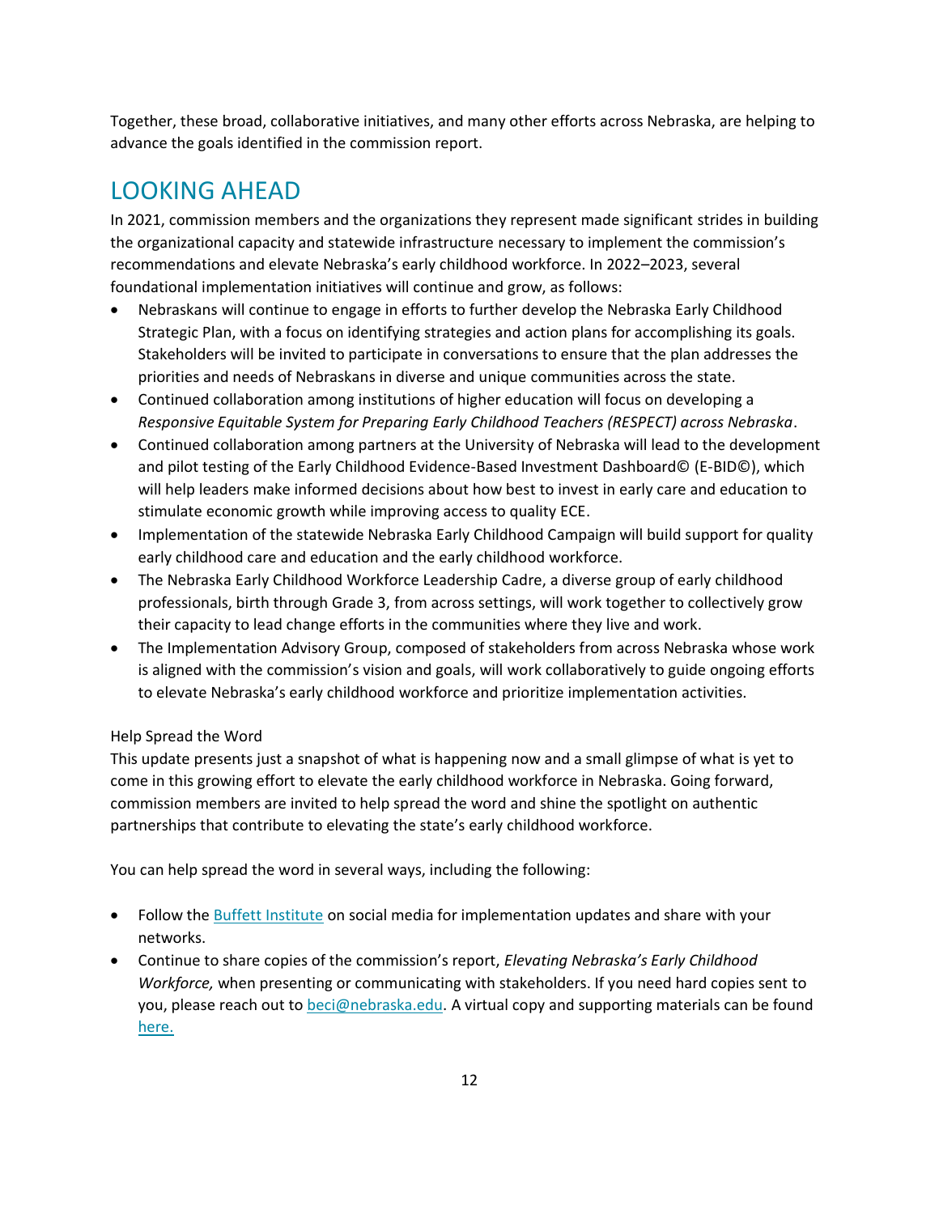Together, these broad, collaborative initiatives, and many other efforts across Nebraska, are helping to advance the goals identified in the commission report.

## LOOKING AHEAD

In 2021, commission members and the organizations they represent made significant strides in building the organizational capacity and statewide infrastructure necessary to implement the commission's recommendations and elevate Nebraska's early childhood workforce. In 2022–2023, several foundational implementation initiatives will continue and grow, as follows:

- Nebraskans will continue to engage in efforts to further develop the Nebraska Early Childhood Strategic Plan, with a focus on identifying strategies and action plans for accomplishing its goals. Stakeholders will be invited to participate in conversations to ensure that the plan addresses the priorities and needs of Nebraskans in diverse and unique communities across the state.
- Continued collaboration among institutions of higher education will focus on developing a *Responsive Equitable System for Preparing Early Childhood Teachers (RESPECT) across Nebraska*.
- Continued collaboration among partners at the University of Nebraska will lead to the development and pilot testing of the Early Childhood Evidence-Based Investment Dashboard© (E-BID©), which will help leaders make informed decisions about how best to invest in early care and education to stimulate economic growth while improving access to quality ECE.
- Implementation of the statewide Nebraska Early Childhood Campaign will build support for quality early childhood care and education and the early childhood workforce.
- The Nebraska Early Childhood Workforce Leadership Cadre, a diverse group of early childhood professionals, birth through Grade 3, from across settings, will work together to collectively grow their capacity to lead change efforts in the communities where they live and work.
- The Implementation Advisory Group, composed of stakeholders from across Nebraska whose work is aligned with the commission's vision and goals, will work collaboratively to guide ongoing efforts to elevate Nebraska's early childhood workforce and prioritize implementation activities.

### Help Spread the Word

This update presents just a snapshot of what is happening now and a small glimpse of what is yet to come in this growing effort to elevate the early childhood workforce in Nebraska. Going forward, commission members are invited to help spread the word and shine the spotlight on authentic partnerships that contribute to elevating the state's early childhood workforce.

You can help spread the word in several ways, including the following:

- Follow the Buffett Institute on social media for implementation updates and share with your networks.
- Continue to share copies of the commission's report, *Elevating Nebraska's Early Childhood Workforce,* when presenting or communicating with stakeholders. If you need hard copies sent to you, please reach out to beci@nebraska.edu. A virtual copy and supporting materials can be found here.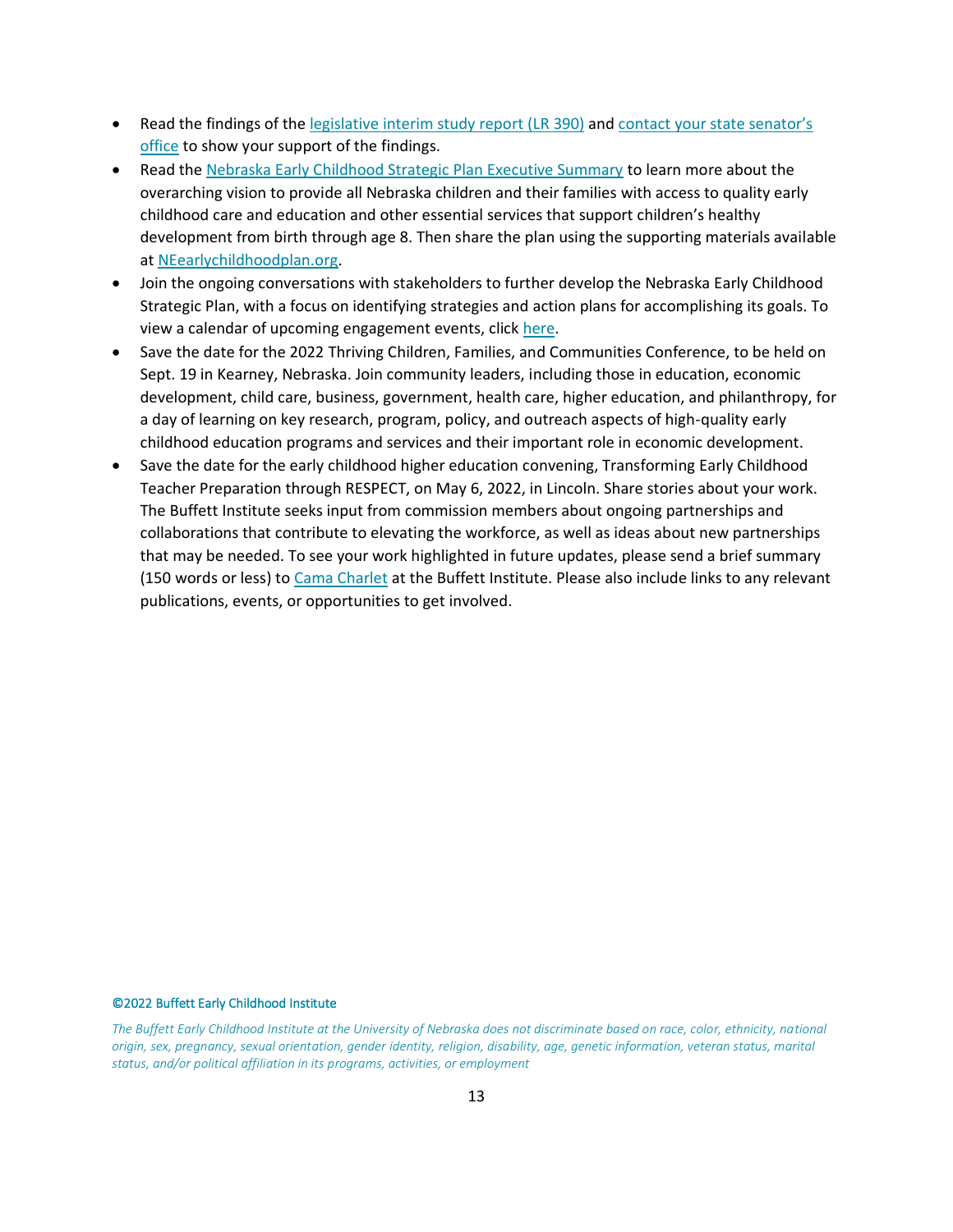- Read the findings of the legislative interim study report (LR 390) and contact your state senator's office to show your support of the findings.
- Read the Nebraska Early Childhood Strategic Plan Executive Summary to learn more about the overarching vision to provide all Nebraska children and their families with access to quality early childhood care and education and other essential services that support children's healthy development from birth through age 8. Then share the plan using the supporting materials available at NEearlychildhoodplan.org.
- Join the ongoing conversations with stakeholders to further develop the Nebraska Early Childhood Strategic Plan, with a focus on identifying strategies and action plans for accomplishing its goals. To view a calendar of upcoming engagement events, click here.
- Save the date for the 2022 Thriving Children, Families, and Communities Conference, to be held on Sept. 19 in Kearney, Nebraska. Join community leaders, including those in education, economic development, child care, business, government, health care, higher education, and philanthropy, for a day of learning on key research, program, policy, and outreach aspects of high-quality early childhood education programs and services and their important role in economic development.
- Save the date for the early childhood higher education convening, Transforming Early Childhood Teacher Preparation through RESPECT, on May 6, 2022, in Lincoln. Share stories about your work. The Buffett Institute seeks input from commission members about ongoing partnerships and collaborations that contribute to elevating the workforce, as well as ideas about new partnerships that may be needed. To see your work highlighted in future updates, please send a brief summary (150 words or less) to Cama Charlet at the Buffett Institute. Please also include links to any relevant publications, events, or opportunities to get involved.

©2022 Buffett Early Childhood Institute

*The Buffett Early Childhood Institute at the University of Nebraska does not discriminate based on race, color, ethnicity, national origin, sex, pregnancy, sexual orientation, gender identity, religion, disability, age, genetic information, veteran status, marital status, and/or political affiliation in its programs, activities, or employment*